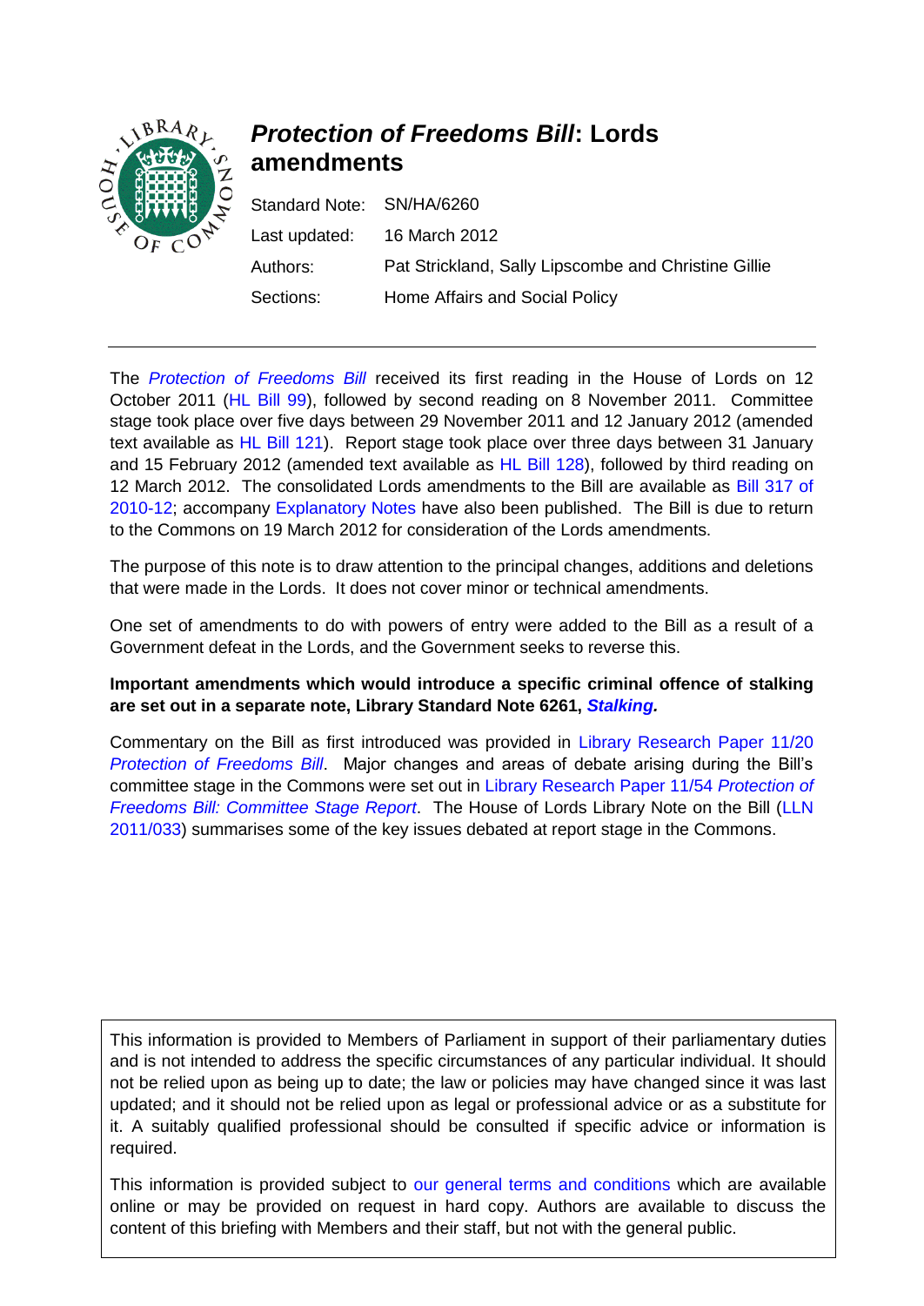# *Protection of Freedoms Bill*: Lords amendments

| | |
|---|---|
| Standard Note: | SN/HA/6260 |
| Last updated: | 16 March 2012 |
| Authors: | Pat Strickland, Sally Lipscombe and Christine Gillie |
| Sections: | Home Affairs and Social Policy |

The *Protection of Freedoms Bill* received its first reading in the House of Lords on 12 October 2011 (HL Bill 99), followed by second reading on 8 November 2011. Committee stage took place over five days between 29 November 2011 and 12 January 2012 (amended text available as HL Bill 121). Report stage took place over three days between 31 January and 15 February 2012 (amended text available as HL Bill 128), followed by third reading on 12 March 2012. The consolidated Lords amendments to the Bill are available as Bill 317 of 2010-12; accompany Explanatory Notes have also been published. The Bill is due to return to the Commons on 19 March 2012 for consideration of the Lords amendments.

The purpose of this note is to draw attention to the principal changes, additions and deletions that were made in the Lords. It does not cover minor or technical amendments.

One set of amendments to do with powers of entry were added to the Bill as a result of a Government defeat in the Lords, and the Government seeks to reverse this.

**Important amendments which would introduce a specific criminal offence of stalking are set out in a separate note, Library Standard Note 6261, *Stalking*.**

Commentary on the Bill as first introduced was provided in Library Research Paper 11/20 *Protection of Freedoms Bill*. Major changes and areas of debate arising during the Bill's committee stage in the Commons were set out in Library Research Paper 11/54 *Protection of Freedoms Bill: Committee Stage Report*. The House of Lords Library Note on the Bill (LLN 2011/033) summarises some of the key issues debated at report stage in the Commons.

This information is provided to Members of Parliament in support of their parliamentary duties and is not intended to address the specific circumstances of any particular individual. It should not be relied upon as being up to date; the law or policies may have changed since it was last updated; and it should not be relied upon as legal or professional advice or as a substitute for it. A suitably qualified professional should be consulted if specific advice or information is required.

This information is provided subject to our general terms and conditions which are available online or may be provided on request in hard copy. Authors are available to discuss the content of this briefing with Members and their staff, but not with the general public.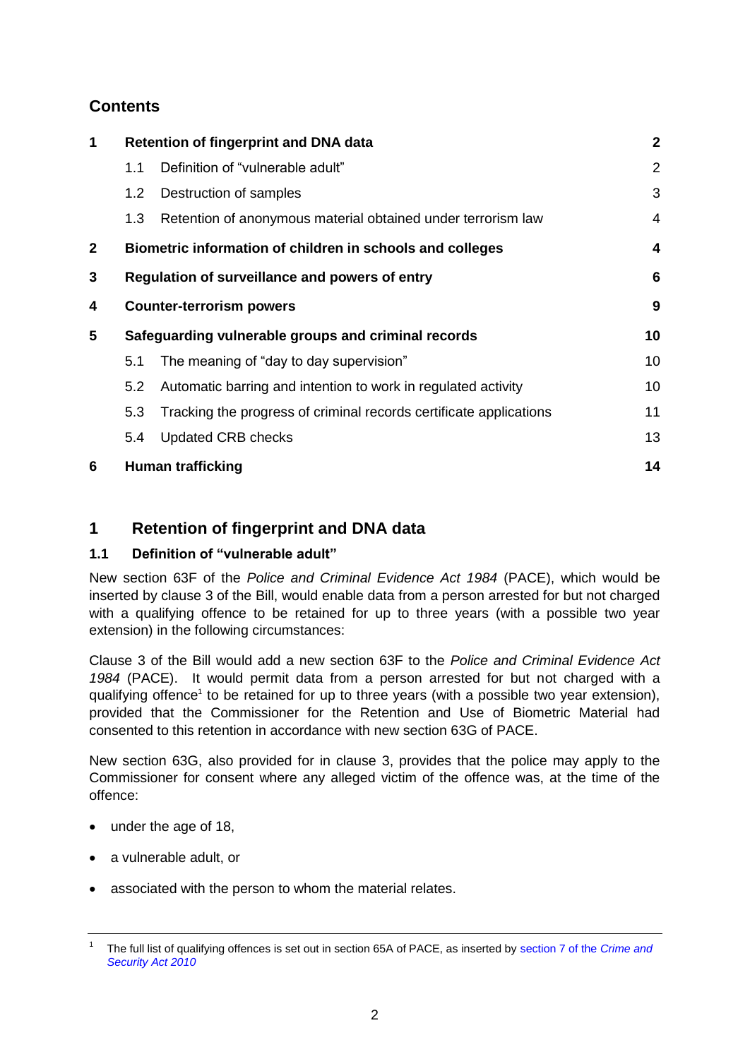## Contents

| | | | |
|---|---|---|---|
| **1** | **Retention of fingerprint and DNA data** | | **2** |
| | 1.1 | Definition of "vulnerable adult" | 2 |
| | 1.2 | Destruction of samples | 3 |
| | 1.3 | Retention of anonymous material obtained under terrorism law | 4 |
| **2** | **Biometric information of children in schools and colleges** | | **4** |
| **3** | **Regulation of surveillance and powers of entry** | | **6** |
| **4** | **Counter-terrorism powers** | | **9** |
| **5** | **Safeguarding vulnerable groups and criminal records** | | **10** |
| | 5.1 | The meaning of "day to day supervision" | 10 |
| | 5.2 | Automatic barring and intention to work in regulated activity | 10 |
| | 5.3 | Tracking the progress of criminal records certificate applications | 11 |
| | 5.4 | Updated CRB checks | 13 |
| **6** | **Human trafficking** | | **14** |

# 1 Retention of fingerprint and DNA data

## 1.1 Definition of "vulnerable adult"

New section 63F of the *Police and Criminal Evidence Act 1984* (PACE), which would be inserted by clause 3 of the Bill, would enable data from a person arrested for but not charged with a qualifying offence to be retained for up to three years (with a possible two year extension) in the following circumstances:

Clause 3 of the Bill would add a new section 63F to the *Police and Criminal Evidence Act 1984* (PACE). It would permit data from a person arrested for but not charged with a qualifying offence[1] to be retained for up to three years (with a possible two year extension), provided that the Commissioner for the Retention and Use of Biometric Material had consented to this retention in accordance with new section 63G of PACE.

New section 63G, also provided for in clause 3, provides that the police may apply to the Commissioner for consent where any alleged victim of the offence was, at the time of the offence:

- under the age of 18,
- a vulnerable adult, or
- associated with the person to whom the material relates.

---

[1] The full list of qualifying offences is set out in section 65A of PACE, as inserted by section 7 of the *Crime and Security Act 2010*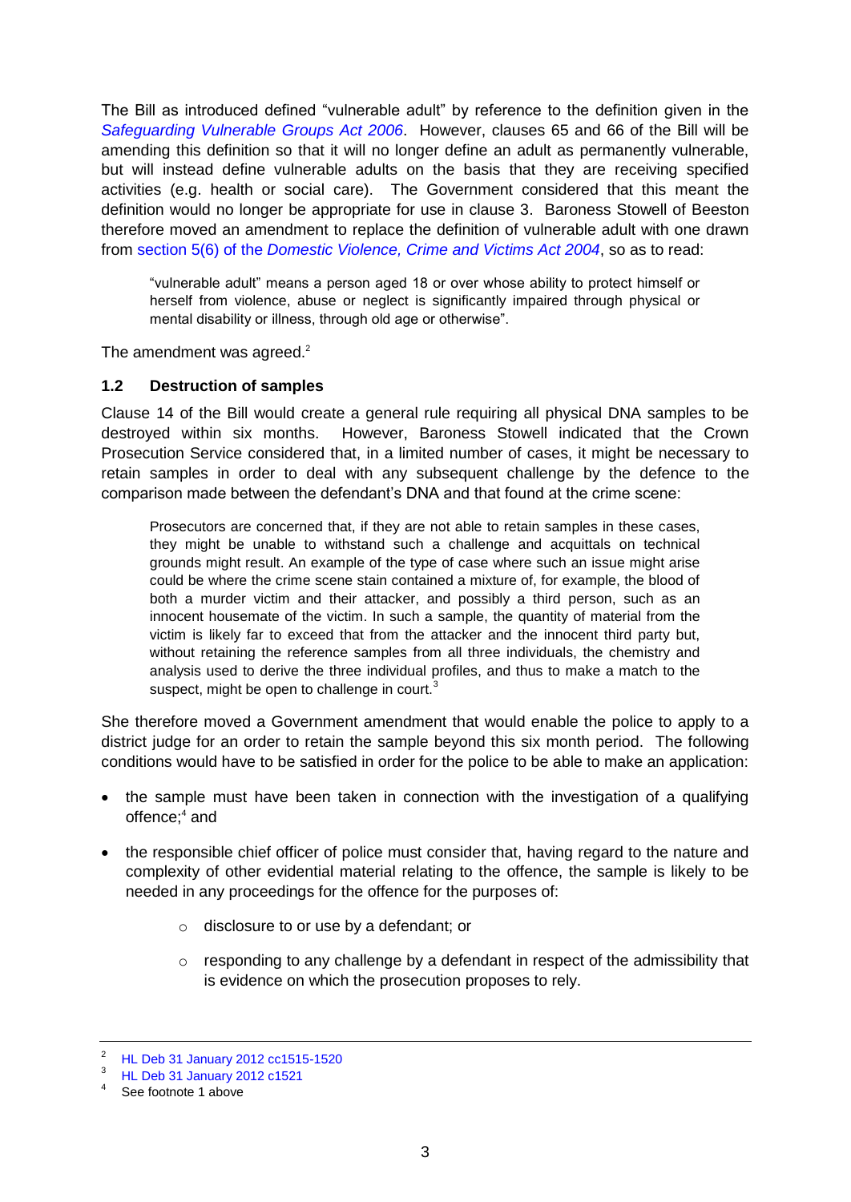The Bill as introduced defined "vulnerable adult" by reference to the definition given in the *Safeguarding Vulnerable Groups Act 2006*. However, clauses 65 and 66 of the Bill will be amending this definition so that it will no longer define an adult as permanently vulnerable, but will instead define vulnerable adults on the basis that they are receiving specified activities (e.g. health or social care). The Government considered that this meant the definition would no longer be appropriate for use in clause 3. Baroness Stowell of Beeston therefore moved an amendment to replace the definition of vulnerable adult with one drawn from section 5(6) of the *Domestic Violence, Crime and Victims Act 2004*, so as to read:

> "vulnerable adult" means a person aged 18 or over whose ability to protect himself or herself from violence, abuse or neglect is significantly impaired through physical or mental disability or illness, through old age or otherwise".

The amendment was agreed.[2]

### 1.2 Destruction of samples

Clause 14 of the Bill would create a general rule requiring all physical DNA samples to be destroyed within six months. However, Baroness Stowell indicated that the Crown Prosecution Service considered that, in a limited number of cases, it might be necessary to retain samples in order to deal with any subsequent challenge by the defence to the comparison made between the defendant's DNA and that found at the crime scene:

> Prosecutors are concerned that, if they are not able to retain samples in these cases, they might be unable to withstand such a challenge and acquittals on technical grounds might result. An example of the type of case where such an issue might arise could be where the crime scene stain contained a mixture of, for example, the blood of both a murder victim and their attacker, and possibly a third person, such as an innocent housemate of the victim. In such a sample, the quantity of material from the victim is likely far to exceed that from the attacker and the innocent third party but, without retaining the reference samples from all three individuals, the chemistry and analysis used to derive the three individual profiles, and thus to make a match to the suspect, might be open to challenge in court.[3]

She therefore moved a Government amendment that would enable the police to apply to a district judge for an order to retain the sample beyond this six month period. The following conditions would have to be satisfied in order for the police to be able to make an application:

- the sample must have been taken in connection with the investigation of a qualifying offence;[4] and
- the responsible chief officer of police must consider that, having regard to the nature and complexity of other evidential material relating to the offence, the sample is likely to be needed in any proceedings for the offence for the purposes of:
    - disclosure to or use by a defendant; or
    - responding to any challenge by a defendant in respect of the admissibility that is evidence on which the prosecution proposes to rely.

---

[2] HL Deb 31 January 2012 cc1515-1520

[3] HL Deb 31 January 2012 c1521

[4] See footnote 1 above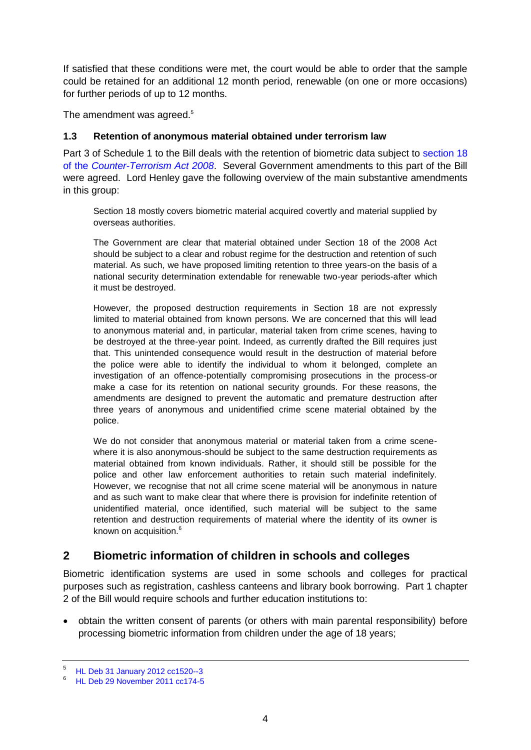If satisfied that these conditions were met, the court would be able to order that the sample could be retained for an additional 12 month period, renewable (on one or more occasions) for further periods of up to 12 months.

The amendment was agreed.[5]

### 1.3 Retention of anonymous material obtained under terrorism law

Part 3 of Schedule 1 to the Bill deals with the retention of biometric data subject to section 18 of the *Counter-Terrorism Act 2008*. Several Government amendments to this part of the Bill were agreed. Lord Henley gave the following overview of the main substantive amendments in this group:

> Section 18 mostly covers biometric material acquired covertly and material supplied by overseas authorities.
>
> The Government are clear that material obtained under Section 18 of the 2008 Act should be subject to a clear and robust regime for the destruction and retention of such material. As such, we have proposed limiting retention to three years-on the basis of a national security determination extendable for renewable two-year periods-after which it must be destroyed.
>
> However, the proposed destruction requirements in Section 18 are not expressly limited to material obtained from known persons. We are concerned that this will lead to anonymous material and, in particular, material taken from crime scenes, having to be destroyed at the three-year point. Indeed, as currently drafted the Bill requires just that. This unintended consequence would result in the destruction of material before the police were able to identify the individual to whom it belonged, complete an investigation of an offence-potentially compromising prosecutions in the process-or make a case for its retention on national security grounds. For these reasons, the amendments are designed to prevent the automatic and premature destruction after three years of anonymous and unidentified crime scene material obtained by the police.
>
> We do not consider that anonymous material or material taken from a crime scene-where it is also anonymous-should be subject to the same destruction requirements as material obtained from known individuals. Rather, it should still be possible for the police and other law enforcement authorities to retain such material indefinitely. However, we recognise that not all crime scene material will be anonymous in nature and as such want to make clear that where there is provision for indefinite retention of unidentified material, once identified, such material will be subject to the same retention and destruction requirements of material where the identity of its owner is known on acquisition.[6]

## 2 Biometric information of children in schools and colleges

Biometric identification systems are used in some schools and colleges for practical purposes such as registration, cashless canteens and library book borrowing. Part 1 chapter 2 of the Bill would require schools and further education institutions to:

- obtain the written consent of parents (or others with main parental responsibility) before processing biometric information from children under the age of 18 years;

---

[5] HL Deb 31 January 2012 cc1520--3

[6] HL Deb 29 November 2011 cc174-5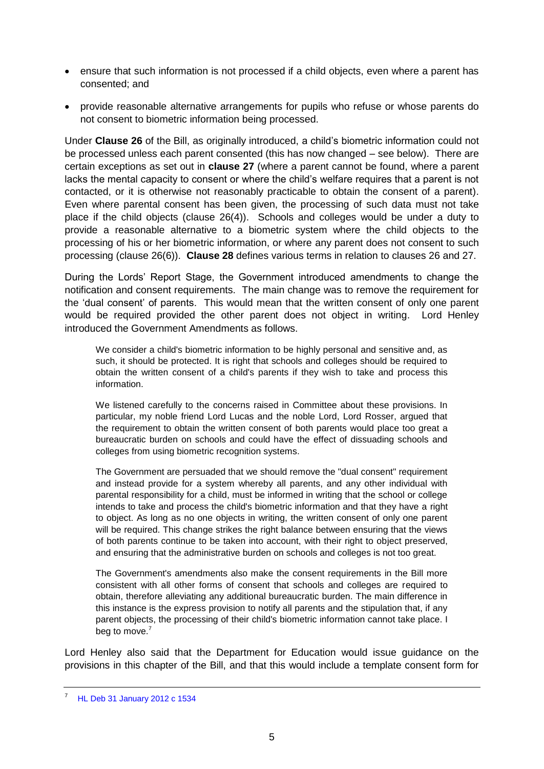- ensure that such information is not processed if a child objects, even where a parent has consented; and
- provide reasonable alternative arrangements for pupils who refuse or whose parents do not consent to biometric information being processed.

Under **Clause 26** of the Bill, as originally introduced, a child's biometric information could not be processed unless each parent consented (this has now changed – see below). There are certain exceptions as set out in **clause 27** (where a parent cannot be found, where a parent lacks the mental capacity to consent or where the child's welfare requires that a parent is not contacted, or it is otherwise not reasonably practicable to obtain the consent of a parent). Even where parental consent has been given, the processing of such data must not take place if the child objects (clause 26(4)). Schools and colleges would be under a duty to provide a reasonable alternative to a biometric system where the child objects to the processing of his or her biometric information, or where any parent does not consent to such processing (clause 26(6)). **Clause 28** defines various terms in relation to clauses 26 and 27.

During the Lords' Report Stage, the Government introduced amendments to change the notification and consent requirements. The main change was to remove the requirement for the 'dual consent' of parents. This would mean that the written consent of only one parent would be required provided the other parent does not object in writing. Lord Henley introduced the Government Amendments as follows.

> We consider a child's biometric information to be highly personal and sensitive and, as such, it should be protected. It is right that schools and colleges should be required to obtain the written consent of a child's parents if they wish to take and process this information.
>
> We listened carefully to the concerns raised in Committee about these provisions. In particular, my noble friend Lord Lucas and the noble Lord, Lord Rosser, argued that the requirement to obtain the written consent of both parents would place too great a bureaucratic burden on schools and could have the effect of dissuading schools and colleges from using biometric recognition systems.
>
> The Government are persuaded that we should remove the "dual consent" requirement and instead provide for a system whereby all parents, and any other individual with parental responsibility for a child, must be informed in writing that the school or college intends to take and process the child's biometric information and that they have a right to object. As long as no one objects in writing, the written consent of only one parent will be required. This change strikes the right balance between ensuring that the views of both parents continue to be taken into account, with their right to object preserved, and ensuring that the administrative burden on schools and colleges is not too great.
>
> The Government's amendments also make the consent requirements in the Bill more consistent with all other forms of consent that schools and colleges are required to obtain, therefore alleviating any additional bureaucratic burden. The main difference in this instance is the express provision to notify all parents and the stipulation that, if any parent objects, the processing of their child's biometric information cannot take place. I beg to move.[7]

Lord Henley also said that the Department for Education would issue guidance on the provisions in this chapter of the Bill, and that this would include a template consent form for

---

[7] HL Deb 31 January 2012 c 1534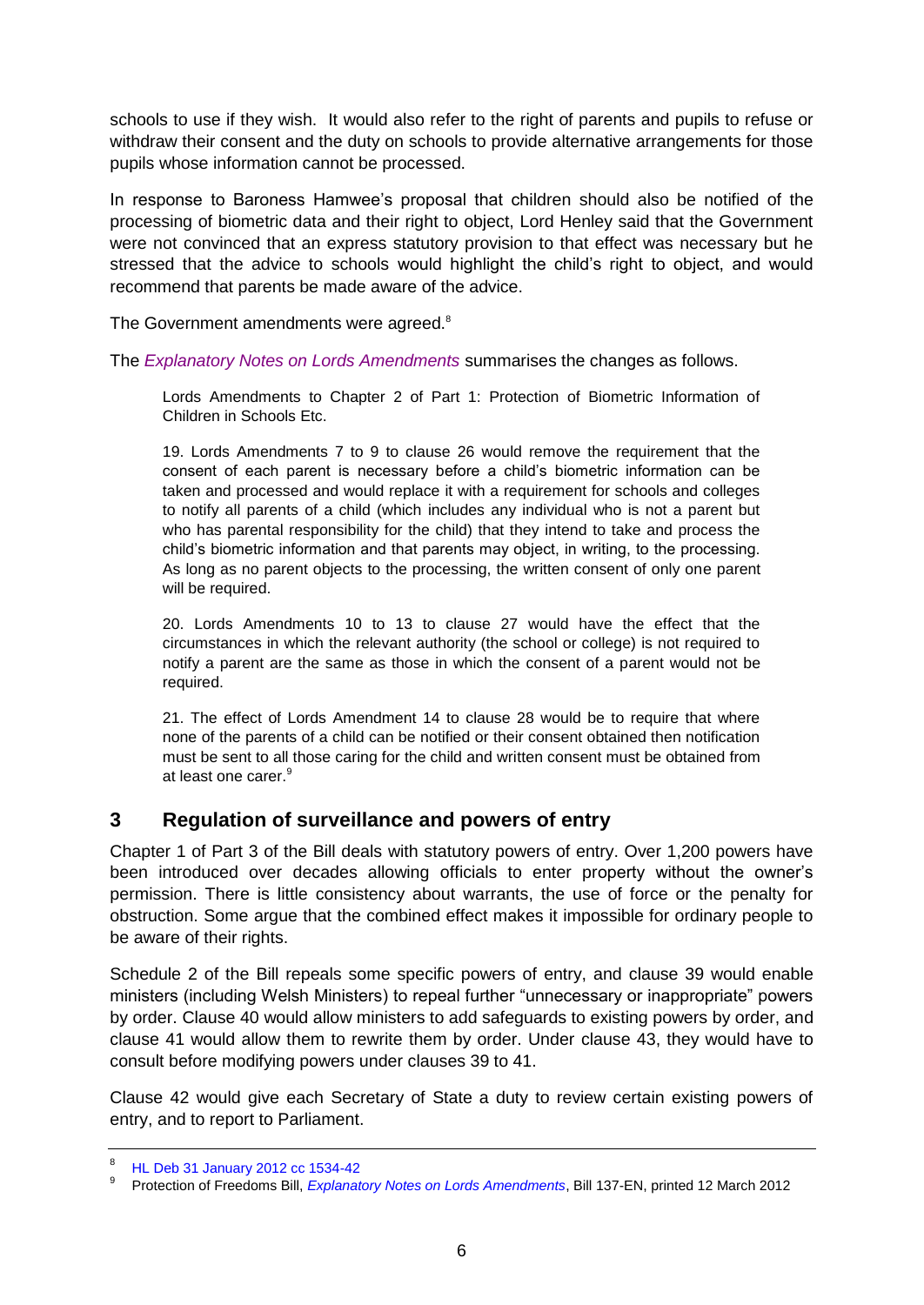schools to use if they wish. It would also refer to the right of parents and pupils to refuse or withdraw their consent and the duty on schools to provide alternative arrangements for those pupils whose information cannot be processed.

In response to Baroness Hamwee's proposal that children should also be notified of the processing of biometric data and their right to object, Lord Henley said that the Government were not convinced that an express statutory provision to that effect was necessary but he stressed that the advice to schools would highlight the child's right to object, and would recommend that parents be made aware of the advice.

The Government amendments were agreed.[8]

The *Explanatory Notes on Lords Amendments* summarises the changes as follows.

> Lords Amendments to Chapter 2 of Part 1: Protection of Biometric Information of Children in Schools Etc.
>
> 19. Lords Amendments 7 to 9 to clause 26 would remove the requirement that the consent of each parent is necessary before a child's biometric information can be taken and processed and would replace it with a requirement for schools and colleges to notify all parents of a child (which includes any individual who is not a parent but who has parental responsibility for the child) that they intend to take and process the child's biometric information and that parents may object, in writing, to the processing. As long as no parent objects to the processing, the written consent of only one parent will be required.
>
> 20. Lords Amendments 10 to 13 to clause 27 would have the effect that the circumstances in which the relevant authority (the school or college) is not required to notify a parent are the same as those in which the consent of a parent would not be required.
>
> 21. The effect of Lords Amendment 14 to clause 28 would be to require that where none of the parents of a child can be notified or their consent obtained then notification must be sent to all those caring for the child and written consent must be obtained from at least one carer.[9]

## 3 Regulation of surveillance and powers of entry

Chapter 1 of Part 3 of the Bill deals with statutory powers of entry. Over 1,200 powers have been introduced over decades allowing officials to enter property without the owner's permission. There is little consistency about warrants, the use of force or the penalty for obstruction. Some argue that the combined effect makes it impossible for ordinary people to be aware of their rights.

Schedule 2 of the Bill repeals some specific powers of entry, and clause 39 would enable ministers (including Welsh Ministers) to repeal further "unnecessary or inappropriate" powers by order. Clause 40 would allow ministers to add safeguards to existing powers by order, and clause 41 would allow them to rewrite them by order. Under clause 43, they would have to consult before modifying powers under clauses 39 to 41.

Clause 42 would give each Secretary of State a duty to review certain existing powers of entry, and to report to Parliament.

---

[8] HL Deb 31 January 2012 cc 1534-42

[9] Protection of Freedoms Bill, *Explanatory Notes on Lords Amendments*, Bill 137-EN, printed 12 March 2012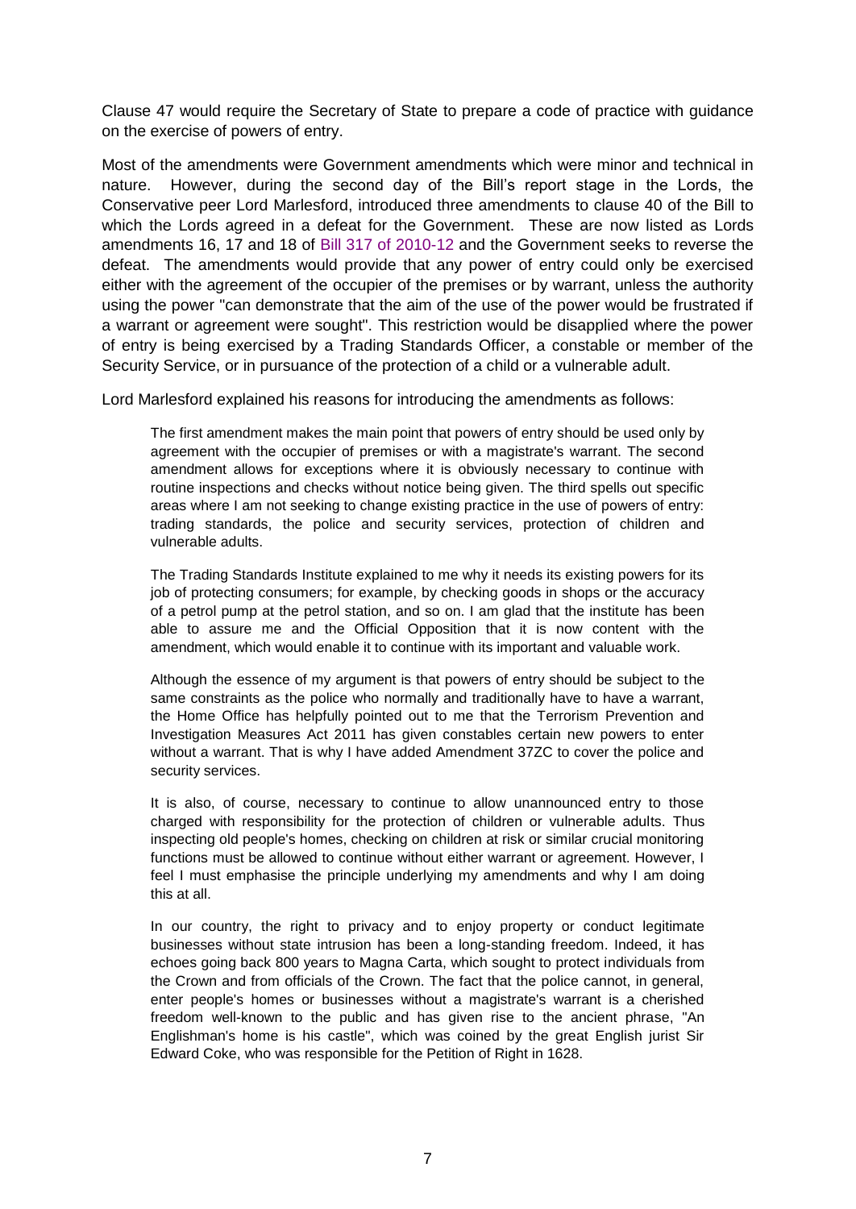Clause 47 would require the Secretary of State to prepare a code of practice with guidance on the exercise of powers of entry.

Most of the amendments were Government amendments which were minor and technical in nature. However, during the second day of the Bill's report stage in the Lords, the Conservative peer Lord Marlesford, introduced three amendments to clause 40 of the Bill to which the Lords agreed in a defeat for the Government. These are now listed as Lords amendments 16, 17 and 18 of Bill 317 of 2010-12 and the Government seeks to reverse the defeat. The amendments would provide that any power of entry could only be exercised either with the agreement of the occupier of the premises or by warrant, unless the authority using the power "can demonstrate that the aim of the use of the power would be frustrated if a warrant or agreement were sought". This restriction would be disapplied where the power of entry is being exercised by a Trading Standards Officer, a constable or member of the Security Service, or in pursuance of the protection of a child or a vulnerable adult.

Lord Marlesford explained his reasons for introducing the amendments as follows:

> The first amendment makes the main point that powers of entry should be used only by agreement with the occupier of premises or with a magistrate's warrant. The second amendment allows for exceptions where it is obviously necessary to continue with routine inspections and checks without notice being given. The third spells out specific areas where I am not seeking to change existing practice in the use of powers of entry: trading standards, the police and security services, protection of children and vulnerable adults.
>
> The Trading Standards Institute explained to me why it needs its existing powers for its job of protecting consumers; for example, by checking goods in shops or the accuracy of a petrol pump at the petrol station, and so on. I am glad that the institute has been able to assure me and the Official Opposition that it is now content with the amendment, which would enable it to continue with its important and valuable work.
>
> Although the essence of my argument is that powers of entry should be subject to the same constraints as the police who normally and traditionally have to have a warrant, the Home Office has helpfully pointed out to me that the Terrorism Prevention and Investigation Measures Act 2011 has given constables certain new powers to enter without a warrant. That is why I have added Amendment 37ZC to cover the police and security services.
>
> It is also, of course, necessary to continue to allow unannounced entry to those charged with responsibility for the protection of children or vulnerable adults. Thus inspecting old people's homes, checking on children at risk or similar crucial monitoring functions must be allowed to continue without either warrant or agreement. However, I feel I must emphasise the principle underlying my amendments and why I am doing this at all.
>
> In our country, the right to privacy and to enjoy property or conduct legitimate businesses without state intrusion has been a long-standing freedom. Indeed, it has echoes going back 800 years to Magna Carta, which sought to protect individuals from the Crown and from officials of the Crown. The fact that the police cannot, in general, enter people's homes or businesses without a magistrate's warrant is a cherished freedom well-known to the public and has given rise to the ancient phrase, "An Englishman's home is his castle", which was coined by the great English jurist Sir Edward Coke, who was responsible for the Petition of Right in 1628.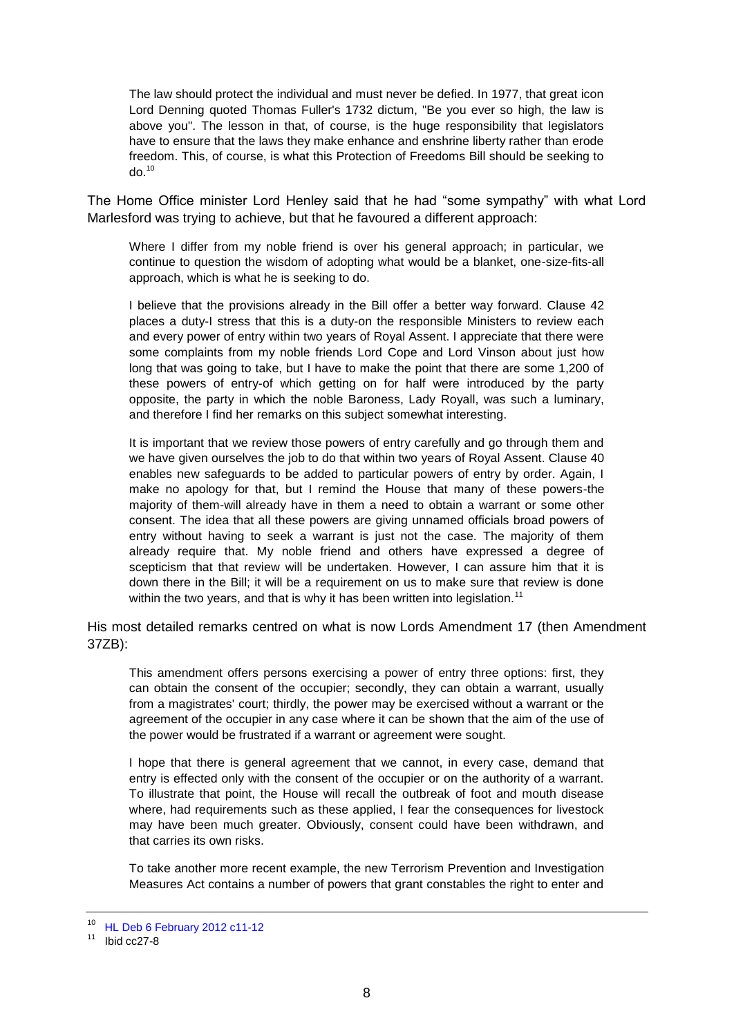> The law should protect the individual and must never be defied. In 1977, that great icon Lord Denning quoted Thomas Fuller's 1732 dictum, "Be you ever so high, the law is above you". The lesson in that, of course, is the huge responsibility that legislators have to ensure that the laws they make enhance and enshrine liberty rather than erode freedom. This, of course, is what this Protection of Freedoms Bill should be seeking to do.[10]

The Home Office minister Lord Henley said that he had "some sympathy" with what Lord Marlesford was trying to achieve, but that he favoured a different approach:

> Where I differ from my noble friend is over his general approach; in particular, we continue to question the wisdom of adopting what would be a blanket, one-size-fits-all approach, which is what he is seeking to do.
>
> I believe that the provisions already in the Bill offer a better way forward. Clause 42 places a duty-I stress that this is a duty-on the responsible Ministers to review each and every power of entry within two years of Royal Assent. I appreciate that there were some complaints from my noble friends Lord Cope and Lord Vinson about just how long that was going to take, but I have to make the point that there are some 1,200 of these powers of entry-of which getting on for half were introduced by the party opposite, the party in which the noble Baroness, Lady Royall, was such a luminary, and therefore I find her remarks on this subject somewhat interesting.
>
> It is important that we review those powers of entry carefully and go through them and we have given ourselves the job to do that within two years of Royal Assent. Clause 40 enables new safeguards to be added to particular powers of entry by order. Again, I make no apology for that, but I remind the House that many of these powers-the majority of them-will already have in them a need to obtain a warrant or some other consent. The idea that all these powers are giving unnamed officials broad powers of entry without having to seek a warrant is just not the case. The majority of them already require that. My noble friend and others have expressed a degree of scepticism that that review will be undertaken. However, I can assure him that it is down there in the Bill; it will be a requirement on us to make sure that review is done within the two years, and that is why it has been written into legislation.[11]

His most detailed remarks centred on what is now Lords Amendment 17 (then Amendment 37ZB):

> This amendment offers persons exercising a power of entry three options: first, they can obtain the consent of the occupier; secondly, they can obtain a warrant, usually from a magistrates' court; thirdly, the power may be exercised without a warrant or the agreement of the occupier in any case where it can be shown that the aim of the use of the power would be frustrated if a warrant or agreement were sought.
>
> I hope that there is general agreement that we cannot, in every case, demand that entry is effected only with the consent of the occupier or on the authority of a warrant. To illustrate that point, the House will recall the outbreak of foot and mouth disease where, had requirements such as these applied, I fear the consequences for livestock may have been much greater. Obviously, consent could have been withdrawn, and that carries its own risks.
>
> To take another more recent example, the new Terrorism Prevention and Investigation Measures Act contains a number of powers that grant constables the right to enter and

[10] HL Deb 6 February 2012 c11-12

[11] Ibid cc27-8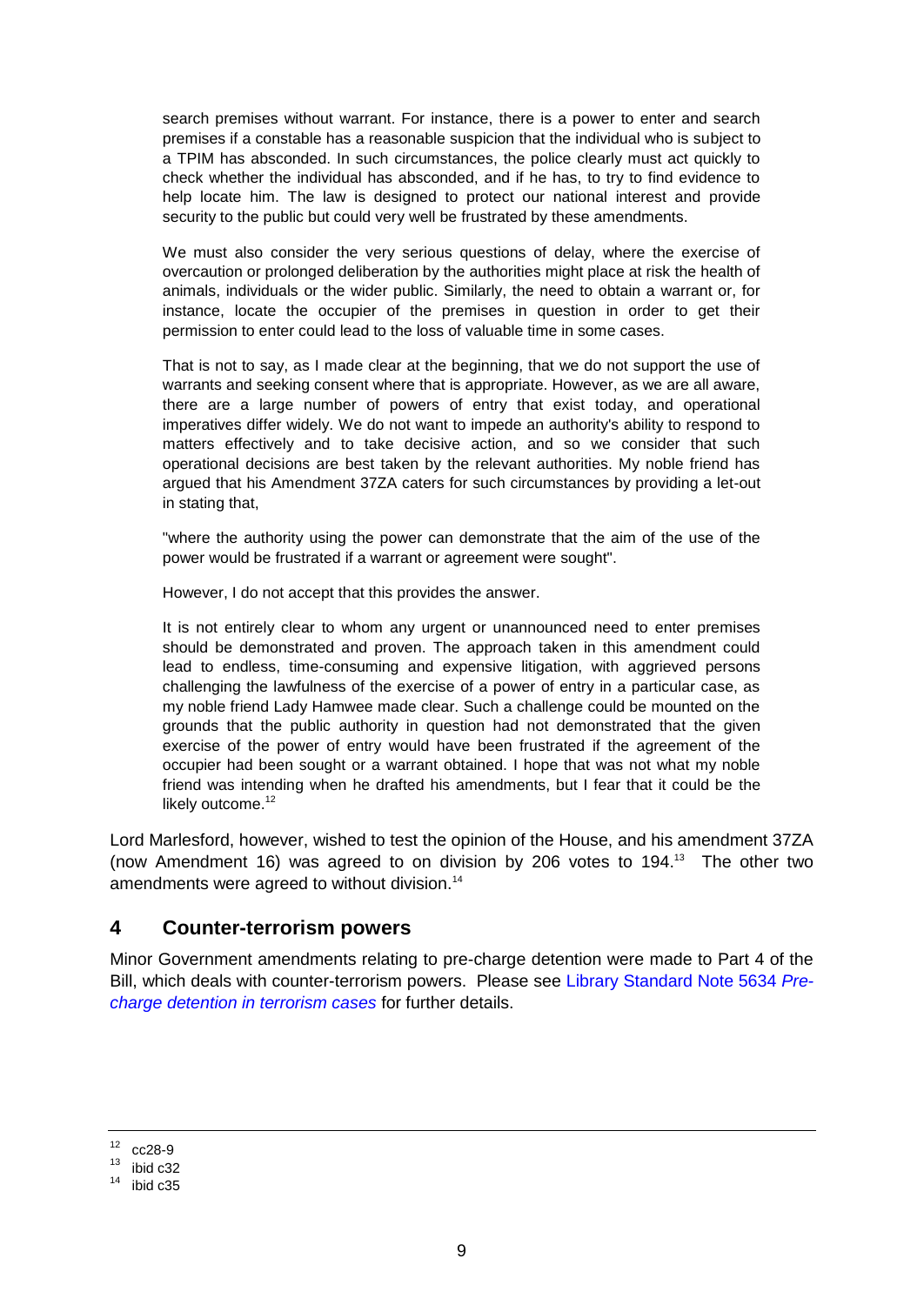> search premises without warrant. For instance, there is a power to enter and search premises if a constable has a reasonable suspicion that the individual who is subject to a TPIM has absconded. In such circumstances, the police clearly must act quickly to check whether the individual has absconded, and if he has, to try to find evidence to help locate him. The law is designed to protect our national interest and provide security to the public but could very well be frustrated by these amendments.
>
> We must also consider the very serious questions of delay, where the exercise of overcaution or prolonged deliberation by the authorities might place at risk the health of animals, individuals or the wider public. Similarly, the need to obtain a warrant or, for instance, locate the occupier of the premises in question in order to get their permission to enter could lead to the loss of valuable time in some cases.
>
> That is not to say, as I made clear at the beginning, that we do not support the use of warrants and seeking consent where that is appropriate. However, as we are all aware, there are a large number of powers of entry that exist today, and operational imperatives differ widely. We do not want to impede an authority's ability to respond to matters effectively and to take decisive action, and so we consider that such operational decisions are best taken by the relevant authorities. My noble friend has argued that his Amendment 37ZA caters for such circumstances by providing a let-out in stating that,
>
> "where the authority using the power can demonstrate that the aim of the use of the power would be frustrated if a warrant or agreement were sought".
>
> However, I do not accept that this provides the answer.
>
> It is not entirely clear to whom any urgent or unannounced need to enter premises should be demonstrated and proven. The approach taken in this amendment could lead to endless, time-consuming and expensive litigation, with aggrieved persons challenging the lawfulness of the exercise of a power of entry in a particular case, as my noble friend Lady Hamwee made clear. Such a challenge could be mounted on the grounds that the public authority in question had not demonstrated that the given exercise of the power of entry would have been frustrated if the agreement of the occupier had been sought or a warrant obtained. I hope that was not what my noble friend was intending when he drafted his amendments, but I fear that it could be the likely outcome.[12]

Lord Marlesford, however, wished to test the opinion of the House, and his amendment 37ZA (now Amendment 16) was agreed to on division by 206 votes to 194.[13] The other two amendments were agreed to without division.[14]

## 4 Counter-terrorism powers

Minor Government amendments relating to pre-charge detention were made to Part 4 of the Bill, which deals with counter-terrorism powers. Please see Library Standard Note 5634 *Pre-charge detention in terrorism cases* for further details.

---

[12] cc28-9

[13] ibid c32

[14] ibid c35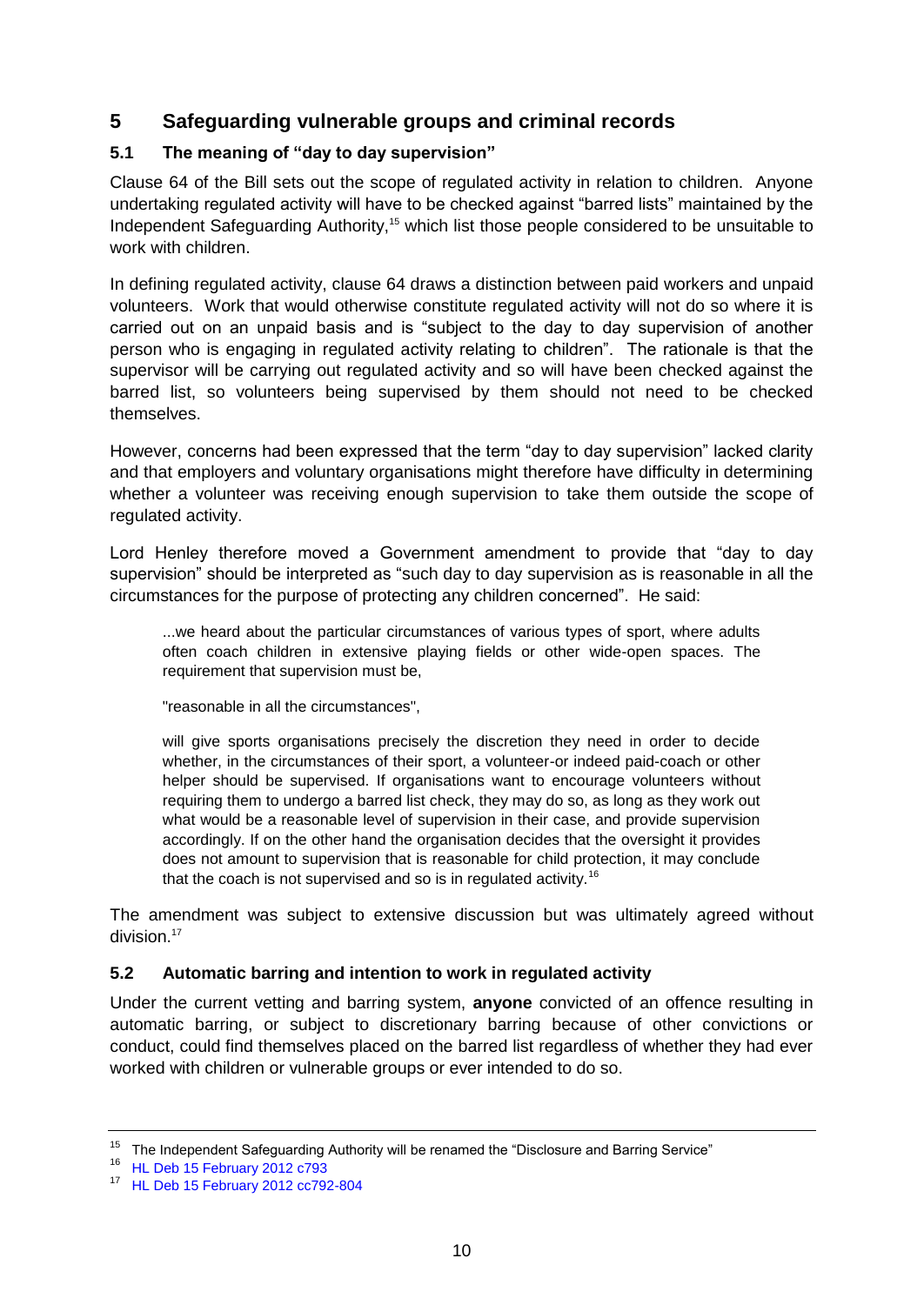## 5 Safeguarding vulnerable groups and criminal records

### 5.1 The meaning of "day to day supervision"

Clause 64 of the Bill sets out the scope of regulated activity in relation to children. Anyone undertaking regulated activity will have to be checked against "barred lists" maintained by the Independent Safeguarding Authority,[15] which list those people considered to be unsuitable to work with children.

In defining regulated activity, clause 64 draws a distinction between paid workers and unpaid volunteers. Work that would otherwise constitute regulated activity will not do so where it is carried out on an unpaid basis and is "subject to the day to day supervision of another person who is engaging in regulated activity relating to children". The rationale is that the supervisor will be carrying out regulated activity and so will have been checked against the barred list, so volunteers being supervised by them should not need to be checked themselves.

However, concerns had been expressed that the term "day to day supervision" lacked clarity and that employers and voluntary organisations might therefore have difficulty in determining whether a volunteer was receiving enough supervision to take them outside the scope of regulated activity.

Lord Henley therefore moved a Government amendment to provide that "day to day supervision" should be interpreted as "such day to day supervision as is reasonable in all the circumstances for the purpose of protecting any children concerned". He said:

> ...we heard about the particular circumstances of various types of sport, where adults often coach children in extensive playing fields or other wide-open spaces. The requirement that supervision must be,
>
> "reasonable in all the circumstances",
>
> will give sports organisations precisely the discretion they need in order to decide whether, in the circumstances of their sport, a volunteer-or indeed paid-coach or other helper should be supervised. If organisations want to encourage volunteers without requiring them to undergo a barred list check, they may do so, as long as they work out what would be a reasonable level of supervision in their case, and provide supervision accordingly. If on the other hand the organisation decides that the oversight it provides does not amount to supervision that is reasonable for child protection, it may conclude that the coach is not supervised and so is in regulated activity.[16]

The amendment was subject to extensive discussion but was ultimately agreed without division.[17]

### 5.2 Automatic barring and intention to work in regulated activity

Under the current vetting and barring system, **anyone** convicted of an offence resulting in automatic barring, or subject to discretionary barring because of other convictions or conduct, could find themselves placed on the barred list regardless of whether they had ever worked with children or vulnerable groups or ever intended to do so.

---

[15] The Independent Safeguarding Authority will be renamed the "Disclosure and Barring Service"

[16] HL Deb 15 February 2012 c793

[17] HL Deb 15 February 2012 cc792-804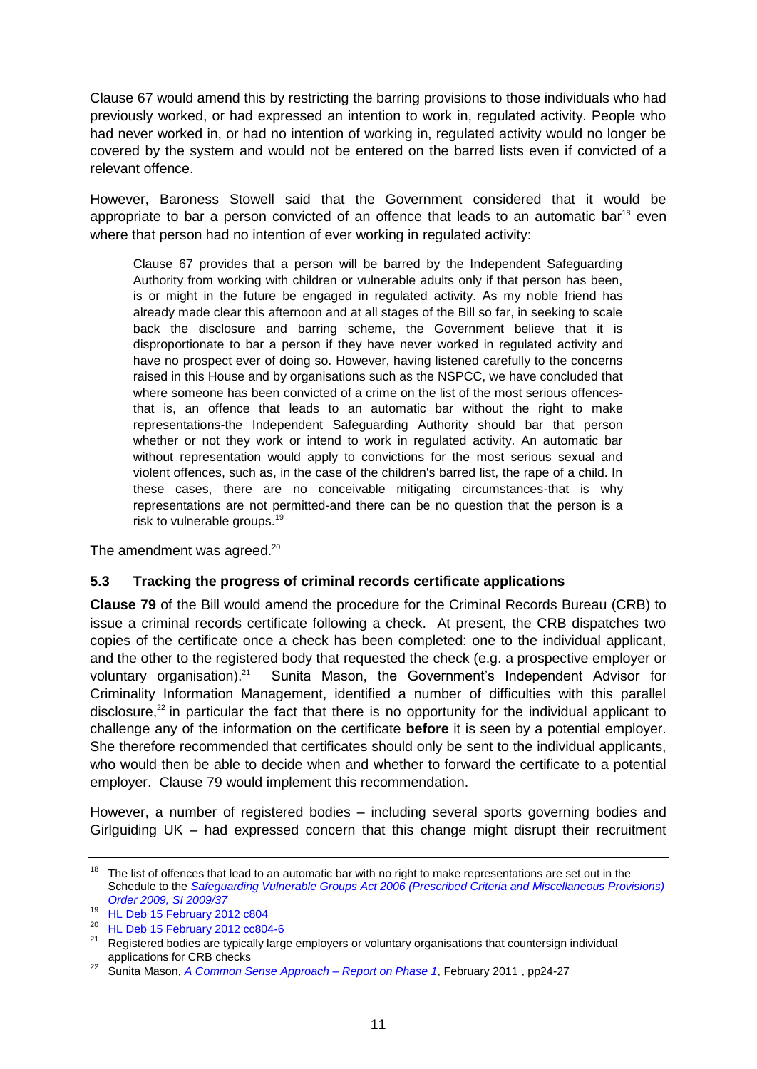Clause 67 would amend this by restricting the barring provisions to those individuals who had previously worked, or had expressed an intention to work in, regulated activity. People who had never worked in, or had no intention of working in, regulated activity would no longer be covered by the system and would not be entered on the barred lists even if convicted of a relevant offence.

However, Baroness Stowell said that the Government considered that it would be appropriate to bar a person convicted of an offence that leads to an automatic bar[18] even where that person had no intention of ever working in regulated activity:

> Clause 67 provides that a person will be barred by the Independent Safeguarding Authority from working with children or vulnerable adults only if that person has been, is or might in the future be engaged in regulated activity. As my noble friend has already made clear this afternoon and at all stages of the Bill so far, in seeking to scale back the disclosure and barring scheme, the Government believe that it is disproportionate to bar a person if they have never worked in regulated activity and have no prospect ever of doing so. However, having listened carefully to the concerns raised in this House and by organisations such as the NSPCC, we have concluded that where someone has been convicted of a crime on the list of the most serious offences-that is, an offence that leads to an automatic bar without the right to make representations-the Independent Safeguarding Authority should bar that person whether or not they work or intend to work in regulated activity. An automatic bar without representation would apply to convictions for the most serious sexual and violent offences, such as, in the case of the children's barred list, the rape of a child. In these cases, there are no conceivable mitigating circumstances-that is why representations are not permitted-and there can be no question that the person is a risk to vulnerable groups.[19]

The amendment was agreed.[20]

### 5.3 Tracking the progress of criminal records certificate applications

**Clause 79** of the Bill would amend the procedure for the Criminal Records Bureau (CRB) to issue a criminal records certificate following a check. At present, the CRB dispatches two copies of the certificate once a check has been completed: one to the individual applicant, and the other to the registered body that requested the check (e.g. a prospective employer or voluntary organisation).[21] Sunita Mason, the Government's Independent Advisor for Criminality Information Management, identified a number of difficulties with this parallel disclosure,[22] in particular the fact that there is no opportunity for the individual applicant to challenge any of the information on the certificate **before** it is seen by a potential employer. She therefore recommended that certificates should only be sent to the individual applicants, who would then be able to decide when and whether to forward the certificate to a potential employer. Clause 79 would implement this recommendation.

However, a number of registered bodies – including several sports governing bodies and Girlguiding UK – had expressed concern that this change might disrupt their recruitment

---

[18] The list of offences that lead to an automatic bar with no right to make representations are set out in the Schedule to the *Safeguarding Vulnerable Groups Act 2006 (Prescribed Criteria and Miscellaneous Provisions) Order 2009, SI 2009/37*

[19] HL Deb 15 February 2012 c804

[20] HL Deb 15 February 2012 cc804-6

[21] Registered bodies are typically large employers or voluntary organisations that countersign individual applications for CRB checks

[22] Sunita Mason, *A Common Sense Approach – Report on Phase 1*, February 2011 , pp24-27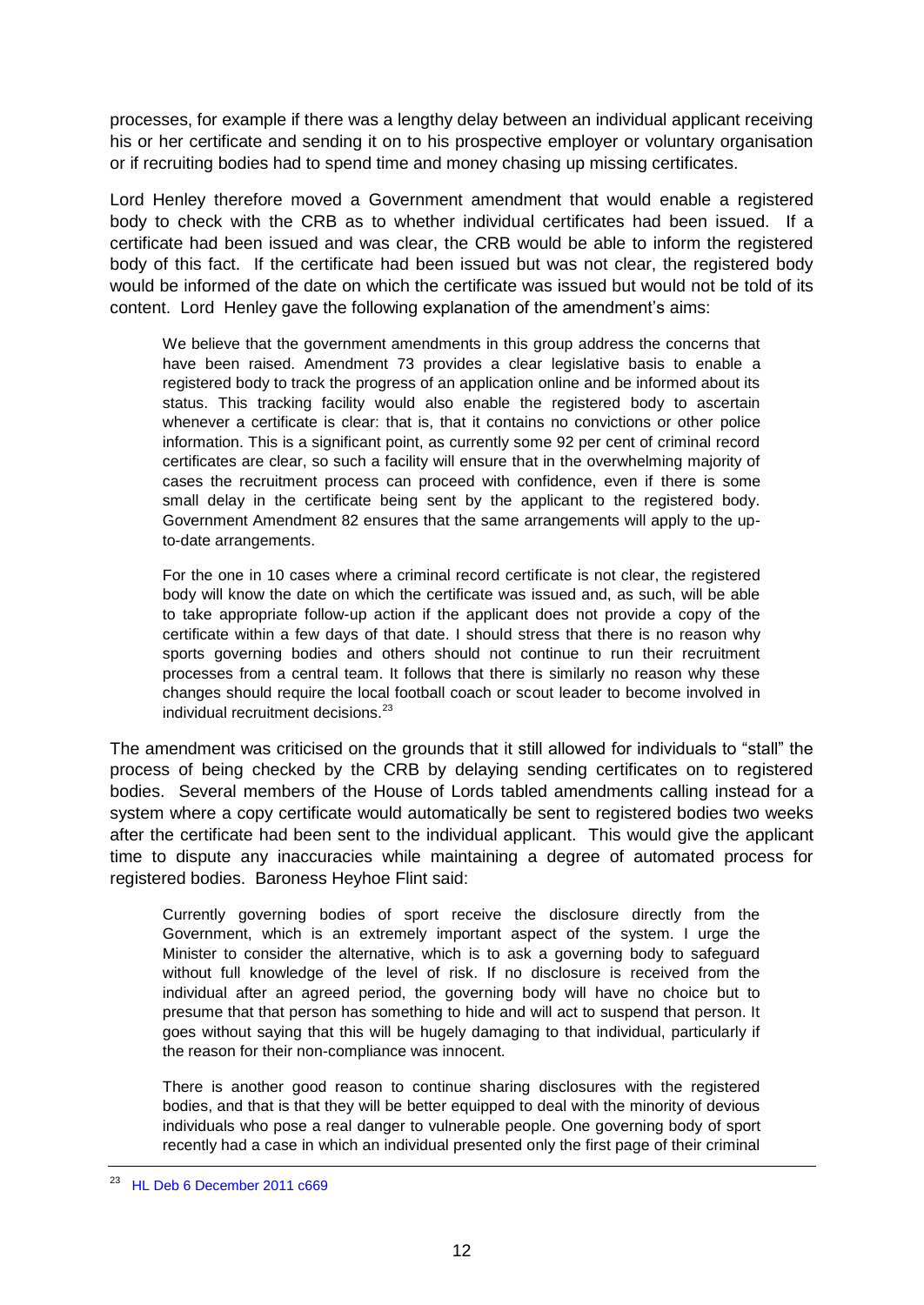processes, for example if there was a lengthy delay between an individual applicant receiving his or her certificate and sending it on to his prospective employer or voluntary organisation or if recruiting bodies had to spend time and money chasing up missing certificates.

Lord Henley therefore moved a Government amendment that would enable a registered body to check with the CRB as to whether individual certificates had been issued. If a certificate had been issued and was clear, the CRB would be able to inform the registered body of this fact. If the certificate had been issued but was not clear, the registered body would be informed of the date on which the certificate was issued but would not be told of its content. Lord Henley gave the following explanation of the amendment's aims:

> We believe that the government amendments in this group address the concerns that have been raised. Amendment 73 provides a clear legislative basis to enable a registered body to track the progress of an application online and be informed about its status. This tracking facility would also enable the registered body to ascertain whenever a certificate is clear: that is, that it contains no convictions or other police information. This is a significant point, as currently some 92 per cent of criminal record certificates are clear, so such a facility will ensure that in the overwhelming majority of cases the recruitment process can proceed with confidence, even if there is some small delay in the certificate being sent by the applicant to the registered body. Government Amendment 82 ensures that the same arrangements will apply to the up-to-date arrangements.
>
> For the one in 10 cases where a criminal record certificate is not clear, the registered body will know the date on which the certificate was issued and, as such, will be able to take appropriate follow-up action if the applicant does not provide a copy of the certificate within a few days of that date. I should stress that there is no reason why sports governing bodies and others should not continue to run their recruitment processes from a central team. It follows that there is similarly no reason why these changes should require the local football coach or scout leader to become involved in individual recruitment decisions.[23]

The amendment was criticised on the grounds that it still allowed for individuals to "stall" the process of being checked by the CRB by delaying sending certificates on to registered bodies. Several members of the House of Lords tabled amendments calling instead for a system where a copy certificate would automatically be sent to registered bodies two weeks after the certificate had been sent to the individual applicant. This would give the applicant time to dispute any inaccuracies while maintaining a degree of automated process for registered bodies. Baroness Heyhoe Flint said:

> Currently governing bodies of sport receive the disclosure directly from the Government, which is an extremely important aspect of the system. I urge the Minister to consider the alternative, which is to ask a governing body to safeguard without full knowledge of the level of risk. If no disclosure is received from the individual after an agreed period, the governing body will have no choice but to presume that that person has something to hide and will act to suspend that person. It goes without saying that this will be hugely damaging to that individual, particularly if the reason for their non-compliance was innocent.
>
> There is another good reason to continue sharing disclosures with the registered bodies, and that is that they will be better equipped to deal with the minority of devious individuals who pose a real danger to vulnerable people. One governing body of sport recently had a case in which an individual presented only the first page of their criminal

[23] HL Deb 6 December 2011 c669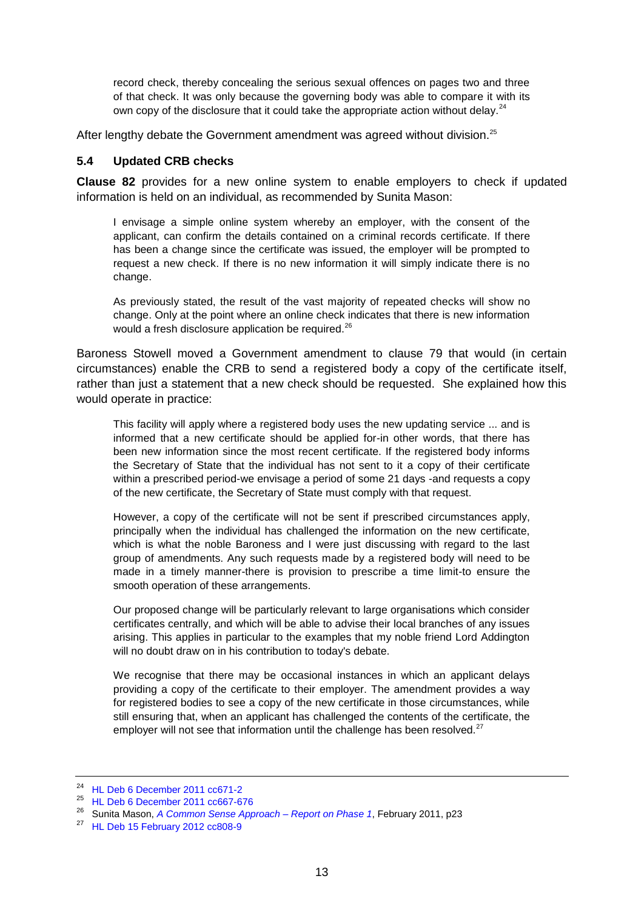> record check, thereby concealing the serious sexual offences on pages two and three of that check. It was only because the governing body was able to compare it with its own copy of the disclosure that it could take the appropriate action without delay.[24]

After lengthy debate the Government amendment was agreed without division.[25]

### 5.4 Updated CRB checks

**Clause 82** provides for a new online system to enable employers to check if updated information is held on an individual, as recommended by Sunita Mason:

> I envisage a simple online system whereby an employer, with the consent of the applicant, can confirm the details contained on a criminal records certificate. If there has been a change since the certificate was issued, the employer will be prompted to request a new check. If there is no new information it will simply indicate there is no change.
>
> As previously stated, the result of the vast majority of repeated checks will show no change. Only at the point where an online check indicates that there is new information would a fresh disclosure application be required.[26]

Baroness Stowell moved a Government amendment to clause 79 that would (in certain circumstances) enable the CRB to send a registered body a copy of the certificate itself, rather than just a statement that a new check should be requested. She explained how this would operate in practice:

> This facility will apply where a registered body uses the new updating service ... and is informed that a new certificate should be applied for-in other words, that there has been new information since the most recent certificate. If the registered body informs the Secretary of State that the individual has not sent to it a copy of their certificate within a prescribed period-we envisage a period of some 21 days -and requests a copy of the new certificate, the Secretary of State must comply with that request.
>
> However, a copy of the certificate will not be sent if prescribed circumstances apply, principally when the individual has challenged the information on the new certificate, which is what the noble Baroness and I were just discussing with regard to the last group of amendments. Any such requests made by a registered body will need to be made in a timely manner-there is provision to prescribe a time limit-to ensure the smooth operation of these arrangements.
>
> Our proposed change will be particularly relevant to large organisations which consider certificates centrally, and which will be able to advise their local branches of any issues arising. This applies in particular to the examples that my noble friend Lord Addington will no doubt draw on in his contribution to today's debate.
>
> We recognise that there may be occasional instances in which an applicant delays providing a copy of the certificate to their employer. The amendment provides a way for registered bodies to see a copy of the new certificate in those circumstances, while still ensuring that, when an applicant has challenged the contents of the certificate, the employer will not see that information until the challenge has been resolved.[27]

---

[24] HL Deb 6 December 2011 cc671-2

[25] HL Deb 6 December 2011 cc667-676

[26] Sunita Mason, *A Common Sense Approach – Report on Phase 1*, February 2011, p23

[27] HL Deb 15 February 2012 cc808-9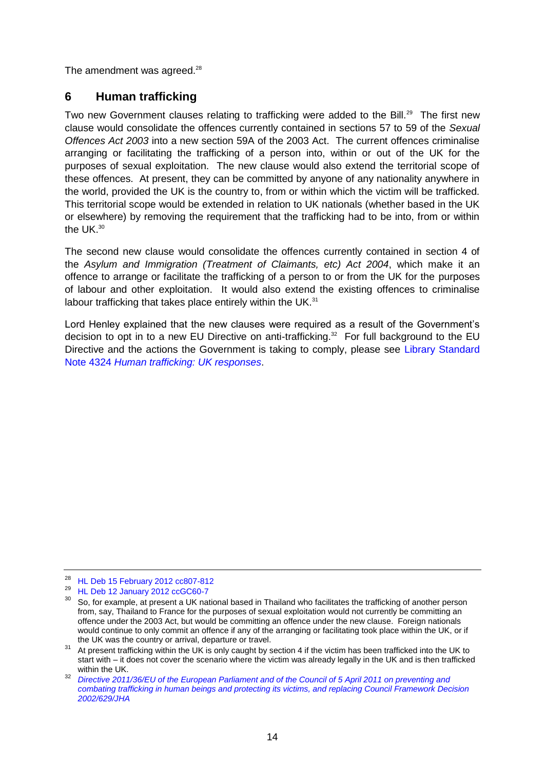The amendment was agreed.[28]

## 6 Human trafficking

Two new Government clauses relating to trafficking were added to the Bill.[29] The first new clause would consolidate the offences currently contained in sections 57 to 59 of the *Sexual Offences Act 2003* into a new section 59A of the 2003 Act. The current offences criminalise arranging or facilitating the trafficking of a person into, within or out of the UK for the purposes of sexual exploitation. The new clause would also extend the territorial scope of these offences. At present, they can be committed by anyone of any nationality anywhere in the world, provided the UK is the country to, from or within which the victim will be trafficked. This territorial scope would be extended in relation to UK nationals (whether based in the UK or elsewhere) by removing the requirement that the trafficking had to be into, from or within the UK.[30]

The second new clause would consolidate the offences currently contained in section 4 of the *Asylum and Immigration (Treatment of Claimants, etc) Act 2004*, which make it an offence to arrange or facilitate the trafficking of a person to or from the UK for the purposes of labour and other exploitation. It would also extend the existing offences to criminalise labour trafficking that takes place entirely within the UK.[31]

Lord Henley explained that the new clauses were required as a result of the Government's decision to opt in to a new EU Directive on anti-trafficking.[32] For full background to the EU Directive and the actions the Government is taking to comply, please see Library Standard Note 4324 *Human trafficking: UK responses*.

---

[28] HL Deb 15 February 2012 cc807-812

[29] HL Deb 12 January 2012 ccGC60-7

[30] So, for example, at present a UK national based in Thailand who facilitates the trafficking of another person from, say, Thailand to France for the purposes of sexual exploitation would not currently be committing an offence under the 2003 Act, but would be committing an offence under the new clause. Foreign nationals would continue to only commit an offence if any of the arranging or facilitating took place within the UK, or if the UK was the country or arrival, departure or travel.

[31] At present trafficking within the UK is only caught by section 4 if the victim has been trafficked into the UK to start with – it does not cover the scenario where the victim was already legally in the UK and is then trafficked within the UK.

[32] *Directive 2011/36/EU of the European Parliament and of the Council of 5 April 2011 on preventing and combating trafficking in human beings and protecting its victims, and replacing Council Framework Decision 2002/629/JHA*